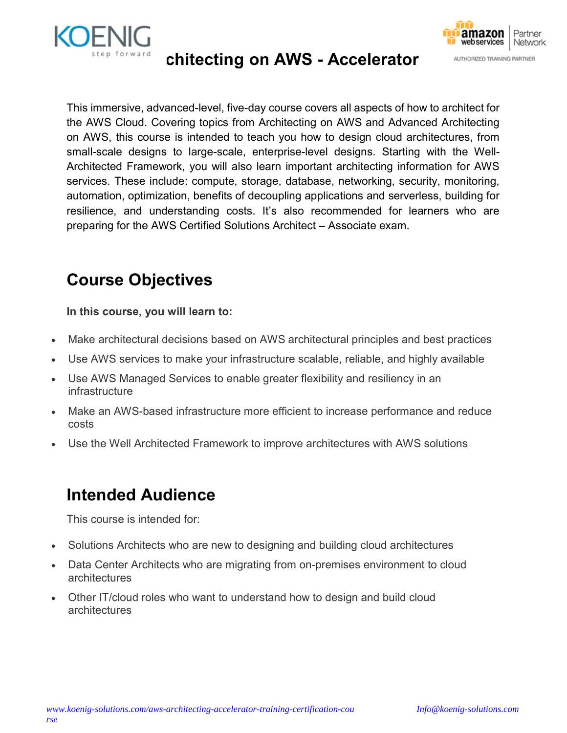# chitecting on AWS - Accelerator

This immersive, advanced-level, five-day course covers all aspects of how to architect for the AWS Cloud. Covering topics from Architecting on AWS and Advanced Architecting on AWS, this course is intended to teach you how to design cloud architectures, from small-scale designs to large-scale, enterprise-level designs. Starting with the Well-Architected Framework, you will also learn important architecting information for AWS services. These include: compute, storage, database, networking, security, monitoring, automation, optimization, benefits of decoupling applications and serverless, building for resilience, and understanding costs. It's also recommended for learners who are preparing for the AWS Certified Solutions Architect – Associate exam.

## Course Objectives

**In this course, you will learn to:**

- Make architectural decisions based on AWS architectural principles and best practices
- Use AWS services to make your infrastructure scalable, reliable, and highly available
- Use AWS Managed Services to enable greater flexibility and resiliency in an infrastructure
- Make an AWS-based infrastructure more efficient to increase performance and reduce costs
- Use the Well Architected Framework to improve architectures with AWS solutions

## Intended Audience

This course is intended for:

- Solutions Architects who are new to designing and building cloud architectures
- Data Center Architects who are migrating from on-premises environment to cloud architectures
- Other IT/cloud roles who want to understand how to design and build cloud architectures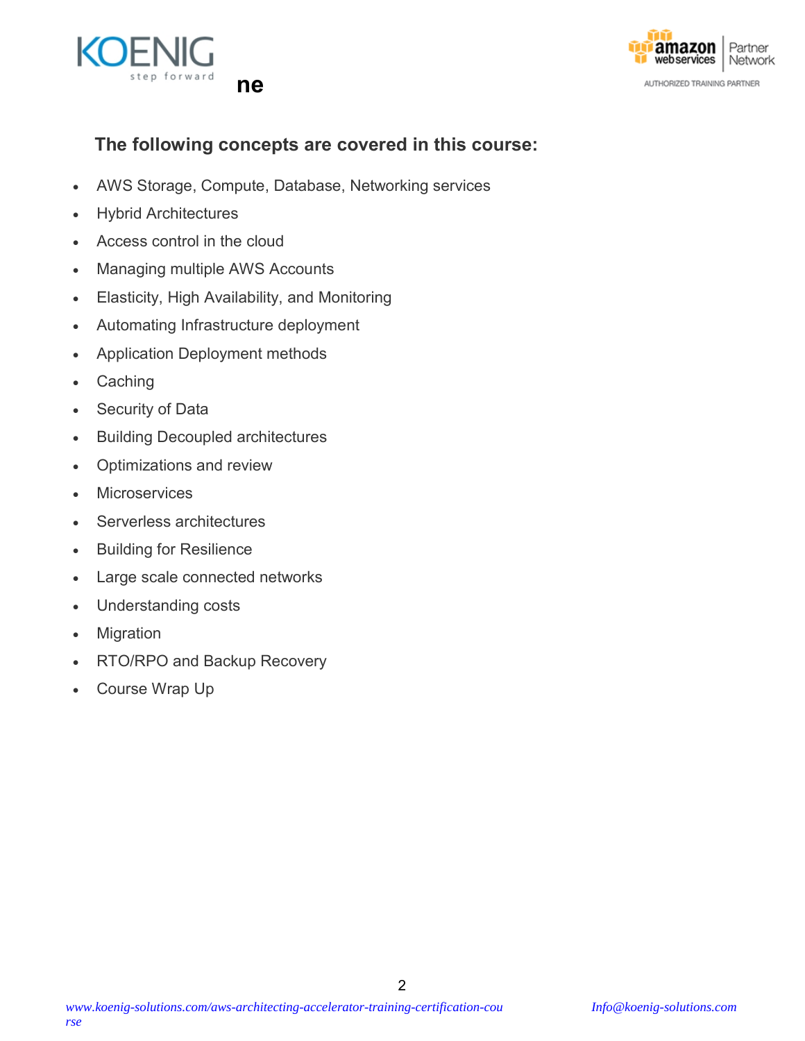### The following concepts are covered in this course:

- AWS Storage, Compute, Database, Networking services
- Hybrid Architectures
- Access control in the cloud
- Managing multiple AWS Accounts
- Elasticity, High Availability, and Monitoring
- Automating Infrastructure deployment
- Application Deployment methods
- Caching
- Security of Data
- Building Decoupled architectures
- Optimizations and review
- Microservices
- Serverless architectures
- Building for Resilience
- Large scale connected networks
- Understanding costs
- Migration
- RTO/RPO and Backup Recovery
- Course Wrap Up